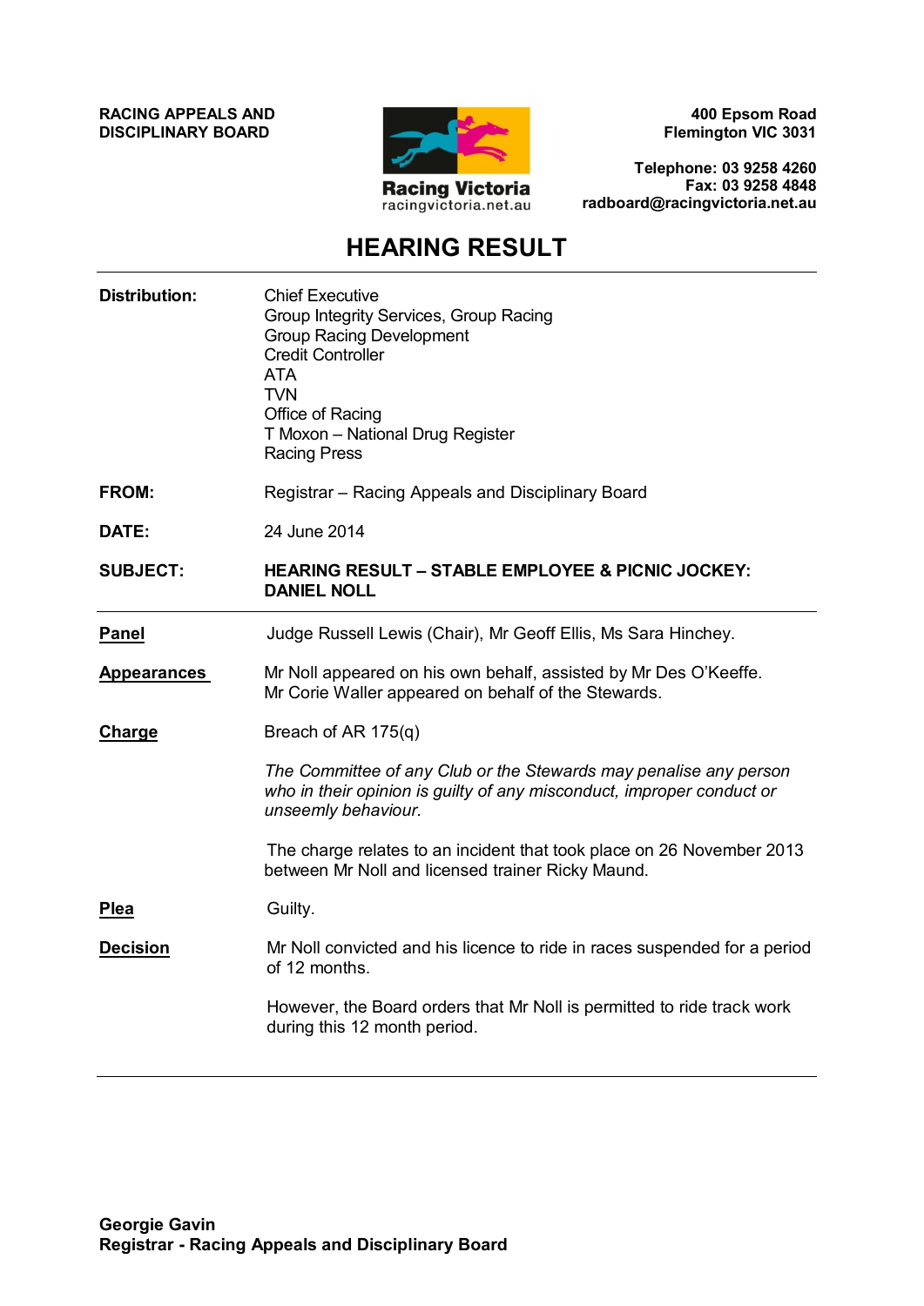**RACING APPEALS AND DISCIPLINARY BOARD**

Racing Victoria
racingvictoria.net.au

**400 Epsom Road**
**Flemington VIC 3031**

**Telephone: 03 9258 4260**
**Fax: 03 9258 4848**
**radboard@racingvictoria.net.au**

# HEARING RESULT

**Distribution:**
Chief Executive
Group Integrity Services, Group Racing
Group Racing Development
Credit Controller
ATA
TVN
Office of Racing
T Moxon – National Drug Register
Racing Press

**FROM:** Registrar – Racing Appeals and Disciplinary Board

**DATE:** 24 June 2014

**SUBJECT:** **HEARING RESULT – STABLE EMPLOYEE & PICNIC JOCKEY: DANIEL NOLL**

---

**Panel**

Judge Russell Lewis (Chair), Mr Geoff Ellis, Ms Sara Hinchey.

**Appearances**

Mr Noll appeared on his own behalf, assisted by Mr Des O'Keeffe.
Mr Corie Waller appeared on behalf of the Stewards.

**Charge**

Breach of AR 175(q)

*The Committee of any Club or the Stewards may penalise any person who in their opinion is guilty of any misconduct, improper conduct or unseemly behaviour.*

The charge relates to an incident that took place on 26 November 2013 between Mr Noll and licensed trainer Ricky Maund.

**Plea**

Guilty.

**Decision**

Mr Noll convicted and his licence to ride in races suspended for a period of 12 months.

However, the Board orders that Mr Noll is permitted to ride track work during this 12 month period.

---

**Georgie Gavin**
**Registrar - Racing Appeals and Disciplinary Board**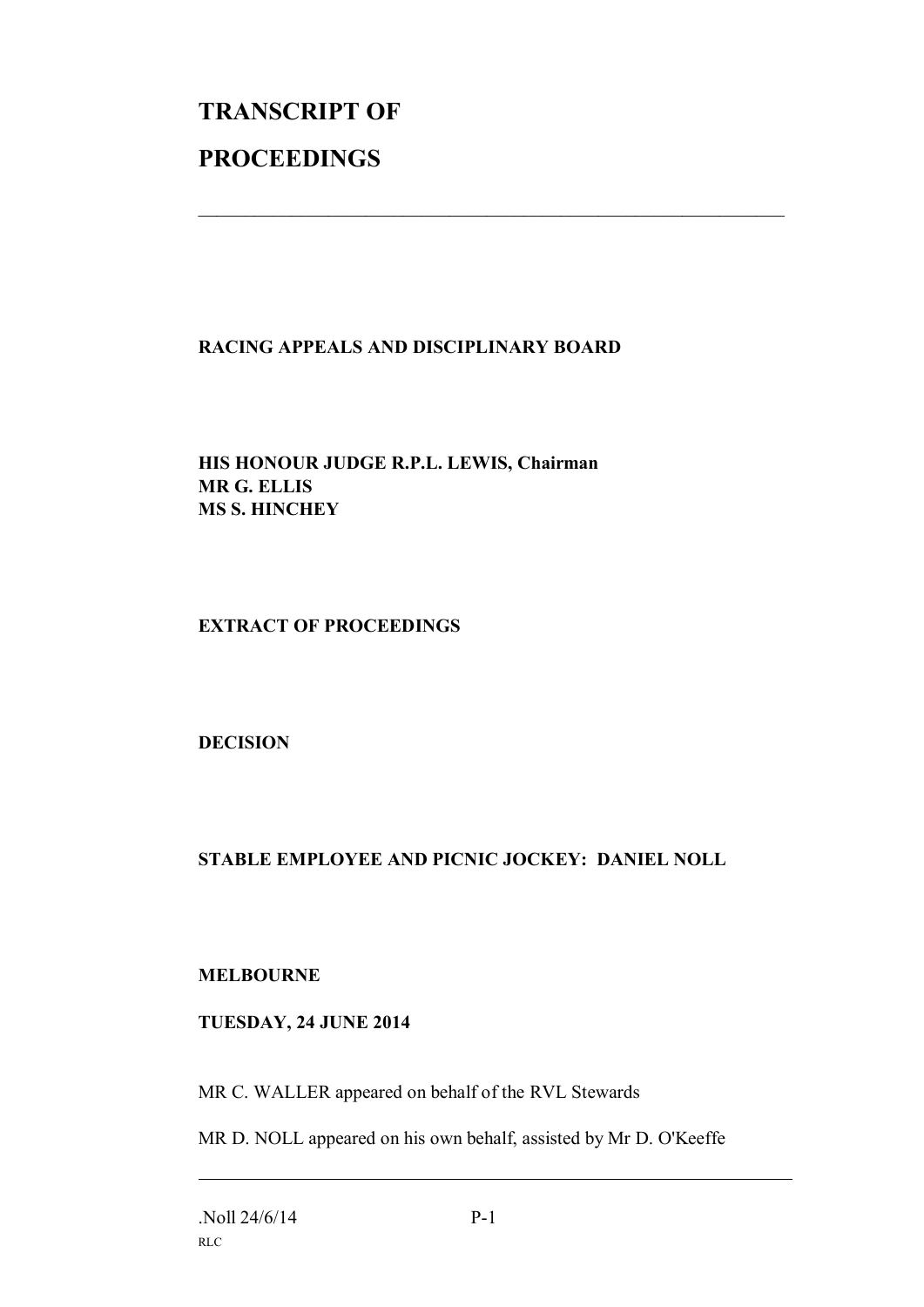# TRANSCRIPT OF PROCEEDINGS

---

**RACING APPEALS AND DISCIPLINARY BOARD**

**HIS HONOUR JUDGE R.P.L. LEWIS, Chairman**
**MR G. ELLIS**
**MS S. HINCHEY**

**EXTRACT OF PROCEEDINGS**

**DECISION**

**STABLE EMPLOYEE AND PICNIC JOCKEY: DANIEL NOLL**

**MELBOURNE**

**TUESDAY, 24 JUNE 2014**

MR C. WALLER appeared on behalf of the RVL Stewards

MR D. NOLL appeared on his own behalf, assisted by Mr D. O'Keeffe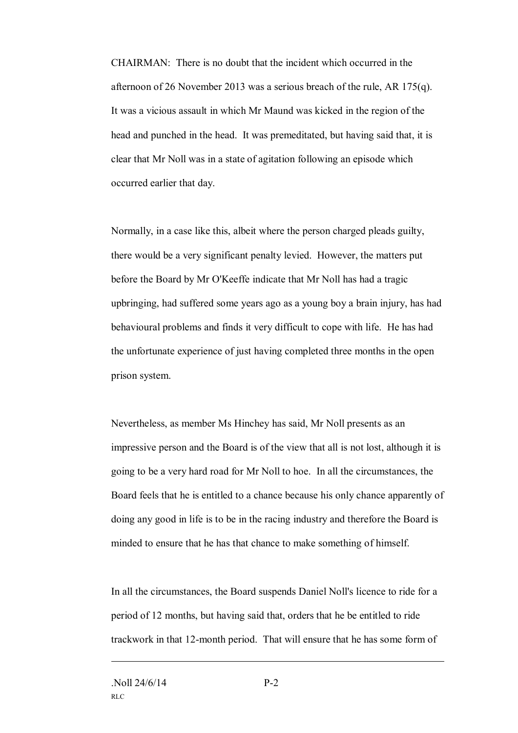CHAIRMAN: There is no doubt that the incident which occurred in the afternoon of 26 November 2013 was a serious breach of the rule, AR 175(q). It was a vicious assault in which Mr Maund was kicked in the region of the head and punched in the head. It was premeditated, but having said that, it is clear that Mr Noll was in a state of agitation following an episode which occurred earlier that day.

Normally, in a case like this, albeit where the person charged pleads guilty, there would be a very significant penalty levied. However, the matters put before the Board by Mr O'Keeffe indicate that Mr Noll has had a tragic upbringing, had suffered some years ago as a young boy a brain injury, has had behavioural problems and finds it very difficult to cope with life. He has had the unfortunate experience of just having completed three months in the open prison system.

Nevertheless, as member Ms Hinchey has said, Mr Noll presents as an impressive person and the Board is of the view that all is not lost, although it is going to be a very hard road for Mr Noll to hoe. In all the circumstances, the Board feels that he is entitled to a chance because his only chance apparently of doing any good in life is to be in the racing industry and therefore the Board is minded to ensure that he has that chance to make something of himself.

In all the circumstances, the Board suspends Daniel Noll's licence to ride for a period of 12 months, but having said that, orders that he be entitled to ride trackwork in that 12-month period. That will ensure that he has some form of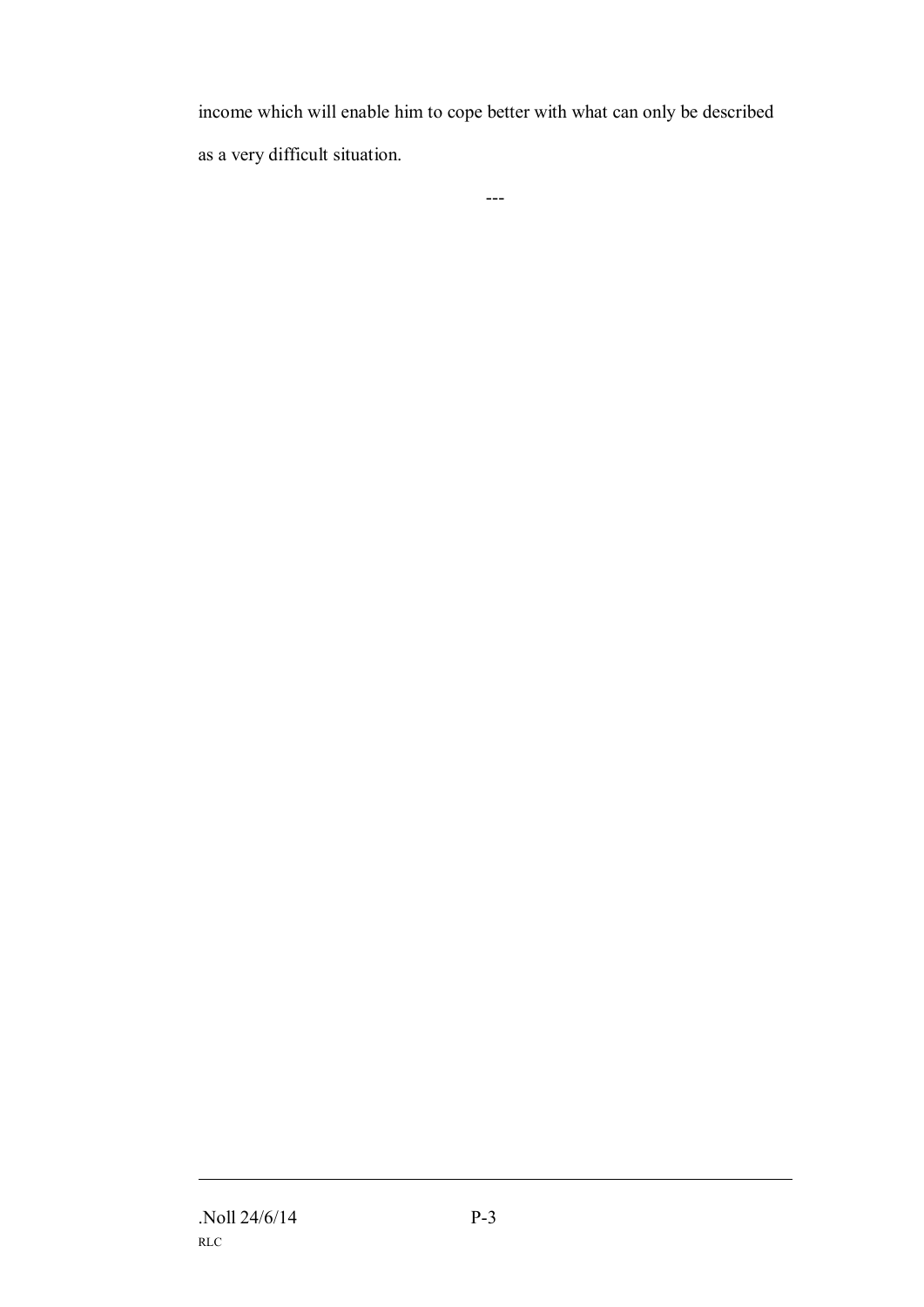income which will enable him to cope better with what can only be described as a very difficult situation.

---